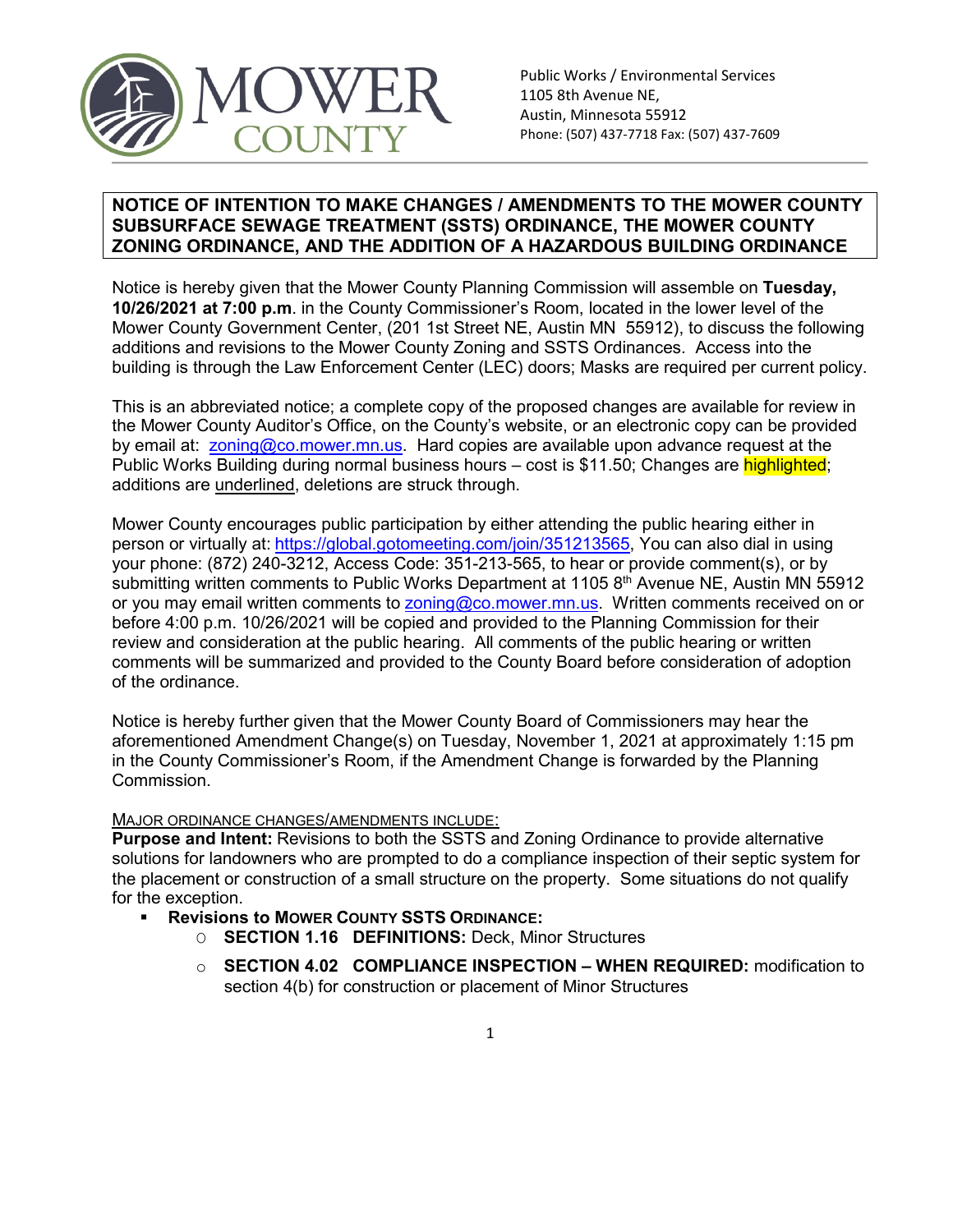MOWER COUNTY

Public Works / Environmental Services
1105 8th Avenue NE,
Austin, Minnesota 55912
Phone: (507) 437-7718 Fax: (507) 437-7609

## NOTICE OF INTENTION TO MAKE CHANGES / AMENDMENTS TO THE MOWER COUNTY SUBSURFACE SEWAGE TREATMENT (SSTS) ORDINANCE, THE MOWER COUNTY ZONING ORDINANCE, AND THE ADDITION OF A HAZARDOUS BUILDING ORDINANCE

Notice is hereby given that the Mower County Planning Commission will assemble on **Tuesday, 10/26/2021 at 7:00 p.m**. in the County Commissioner's Room, located in the lower level of the Mower County Government Center, (201 1st Street NE, Austin MN 55912), to discuss the following additions and revisions to the Mower County Zoning and SSTS Ordinances. Access into the building is through the Law Enforcement Center (LEC) doors; Masks are required per current policy.

This is an abbreviated notice; a complete copy of the proposed changes are available for review in the Mower County Auditor's Office, on the County's website, or an electronic copy can be provided by email at: zoning@co.mower.mn.us. Hard copies are available upon advance request at the Public Works Building during normal business hours – cost is $11.50; Changes are highlighted; additions are underlined, deletions are struck through.

Mower County encourages public participation by either attending the public hearing either in person or virtually at: https://global.gotomeeting.com/join/351213565, You can also dial in using your phone: (872) 240-3212, Access Code: 351-213-565, to hear or provide comment(s), or by submitting written comments to Public Works Department at 1105 8th Avenue NE, Austin MN 55912 or you may email written comments to zoning@co.mower.mn.us. Written comments received on or before 4:00 p.m. 10/26/2021 will be copied and provided to the Planning Commission for their review and consideration at the public hearing. All comments of the public hearing or written comments will be summarized and provided to the County Board before consideration of adoption of the ordinance.

Notice is hereby further given that the Mower County Board of Commissioners may hear the aforementioned Amendment Change(s) on Tuesday, November 1, 2021 at approximately 1:15 pm in the County Commissioner's Room, if the Amendment Change is forwarded by the Planning Commission.

MAJOR ORDINANCE CHANGES/AMENDMENTS INCLUDE:

**Purpose and Intent:** Revisions to both the SSTS and Zoning Ordinance to provide alternative solutions for landowners who are prompted to do a compliance inspection of their septic system for the placement or construction of a small structure on the property. Some situations do not qualify for the exception.

- **Revisions to MOWER COUNTY SSTS ORDINANCE:**
  - **SECTION 1.16 DEFINITIONS:** Deck, Minor Structures
  - **SECTION 4.02 COMPLIANCE INSPECTION – WHEN REQUIRED:** modification to section 4(b) for construction or placement of Minor Structures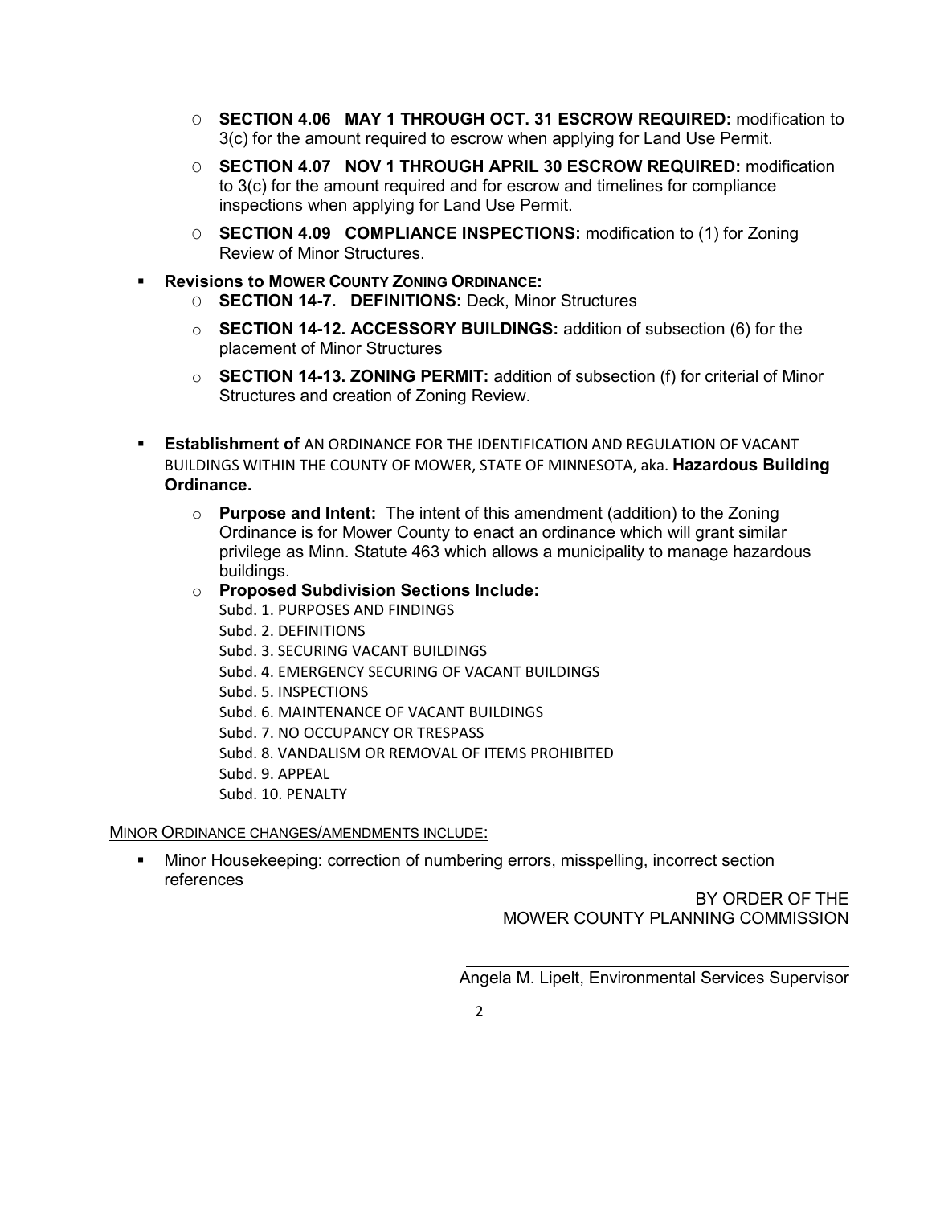- **SECTION 4.06 MAY 1 THROUGH OCT. 31 ESCROW REQUIRED:** modification to 3(c) for the amount required to escrow when applying for Land Use Permit.
  - **SECTION 4.07 NOV 1 THROUGH APRIL 30 ESCROW REQUIRED:** modification to 3(c) for the amount required and for escrow and timelines for compliance inspections when applying for Land Use Permit.
  - **SECTION 4.09 COMPLIANCE INSPECTIONS:** modification to (1) for Zoning Review of Minor Structures.

- **Revisions to MOWER COUNTY ZONING ORDINANCE:**
  - **SECTION 14-7. DEFINITIONS:** Deck, Minor Structures
  - **SECTION 14-12. ACCESSORY BUILDINGS:** addition of subsection (6) for the placement of Minor Structures
  - **SECTION 14-13. ZONING PERMIT:** addition of subsection (f) for criterial of Minor Structures and creation of Zoning Review.

- **Establishment of** AN ORDINANCE FOR THE IDENTIFICATION AND REGULATION OF VACANT BUILDINGS WITHIN THE COUNTY OF MOWER, STATE OF MINNESOTA, aka. **Hazardous Building Ordinance.**
  - **Purpose and Intent:** The intent of this amendment (addition) to the Zoning Ordinance is for Mower County to enact an ordinance which will grant similar privilege as Minn. Statute 463 which allows a municipality to manage hazardous buildings.
  - **Proposed Subdivision Sections Include:**
    Subd. 1. PURPOSES AND FINDINGS
    Subd. 2. DEFINITIONS
    Subd. 3. SECURING VACANT BUILDINGS
    Subd. 4. EMERGENCY SECURING OF VACANT BUILDINGS
    Subd. 5. INSPECTIONS
    Subd. 6. MAINTENANCE OF VACANT BUILDINGS
    Subd. 7. NO OCCUPANCY OR TRESPASS
    Subd. 8. VANDALISM OR REMOVAL OF ITEMS PROHIBITED
    Subd. 9. APPEAL
    Subd. 10. PENALTY

MINOR ORDINANCE CHANGES/AMENDMENTS INCLUDE:

- Minor Housekeeping: correction of numbering errors, misspelling, incorrect section references

BY ORDER OF THE
MOWER COUNTY PLANNING COMMISSION

Angela M. Lipelt, Environmental Services Supervisor